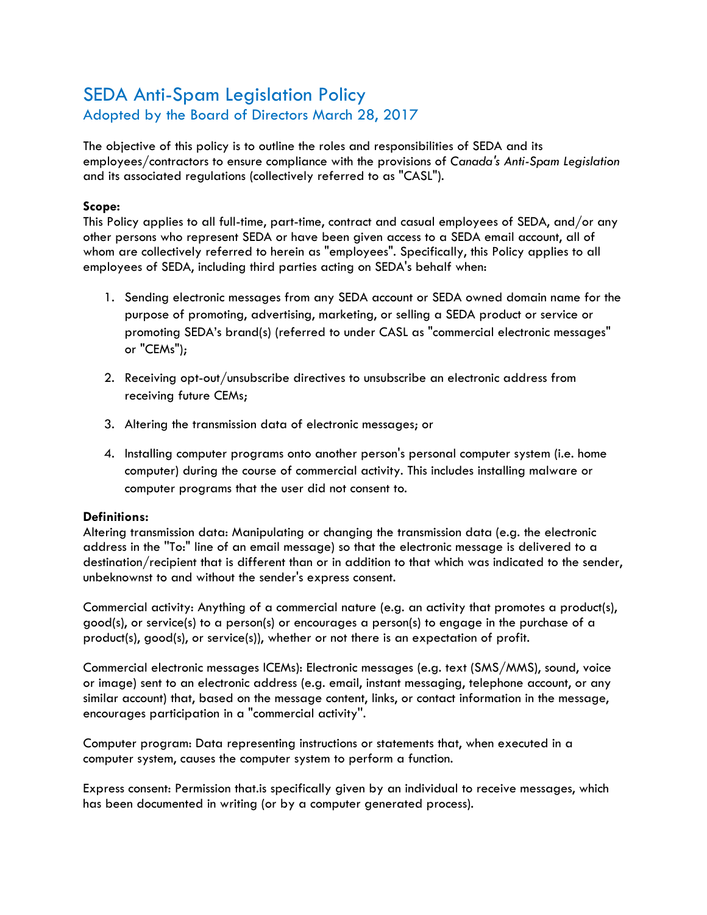# SEDA Anti-Spam Legislation Policy

## Adopted by the Board of Directors March 28, 2017

The objective of this policy is to outline the roles and responsibilities of SEDA and its employees/contractors to ensure compliance with the provisions of *Canada's Anti-Spam Legislation* and its associated regulations (collectively referred to as "CASL").

**Scope:**
This Policy applies to all full-time, part-time, contract and casual employees of SEDA, and/or any other persons who represent SEDA or have been given access to a SEDA email account, all of whom are collectively referred to herein as "employees". Specifically, this Policy applies to all employees of SEDA, including third parties acting on SEDA's behalf when:

1. Sending electronic messages from any SEDA account or SEDA owned domain name for the purpose of promoting, advertising, marketing, or selling a SEDA product or service or promoting SEDA's brand(s) (referred to under CASL as "commercial electronic messages" or "CEMs");

2. Receiving opt-out/unsubscribe directives to unsubscribe an electronic address from receiving future CEMs;

3. Altering the transmission data of electronic messages; or

4. Installing computer programs onto another person's personal computer system (i.e. home computer) during the course of commercial activity. This includes installing malware or computer programs that the user did not consent to.

**Definitions:**
Altering transmission data: Manipulating or changing the transmission data (e.g. the electronic address in the "To:" line of an email message) so that the electronic message is delivered to a destination/recipient that is different than or in addition to that which was indicated to the sender, unbeknownst to and without the sender's express consent.

Commercial activity: Anything of a commercial nature (e.g. an activity that promotes a product(s), good(s), or service(s) to a person(s) or encourages a person(s) to engage in the purchase of a product(s), good(s), or service(s)), whether or not there is an expectation of profit.

Commercial electronic messages ICEMs): Electronic messages (e.g. text (SMS/MMS), sound, voice or image) sent to an electronic address (e.g. email, instant messaging, telephone account, or any similar account) that, based on the message content, links, or contact information in the message, encourages participation in a "commercial activity".

Computer program: Data representing instructions or statements that, when executed in a computer system, causes the computer system to perform a function.

Express consent: Permission that.is specifically given by an individual to receive messages, which has been documented in writing (or by a computer generated process).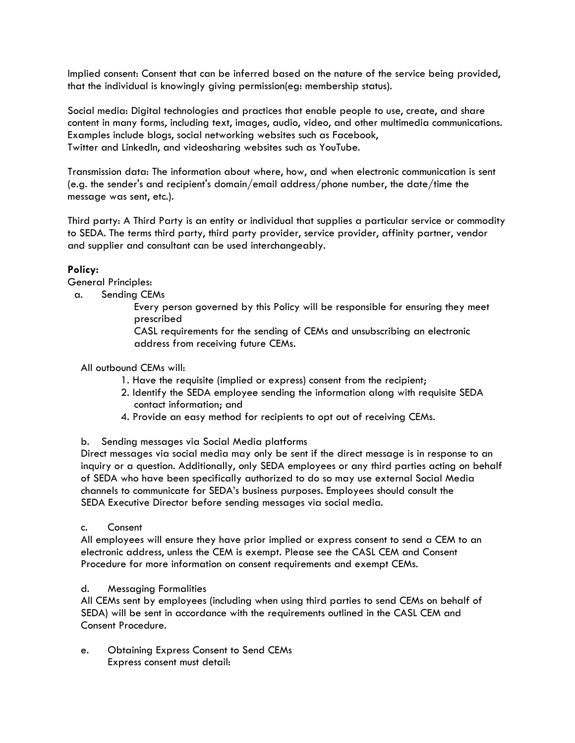Implied consent: Consent that can be inferred based on the nature of the service being provided, that the individual is knowingly giving permission(eg: membership status).

Social media: Digital technologies and practices that enable people to use, create, and share content in many forms, including text, images, audio, video, and other multimedia communications. Examples include blogs, social networking websites such as Facebook, Twitter and LinkedIn, and videosharing websites such as YouTube.

Transmission data: The information about where, how, and when electronic communication is sent (e.g. the sender's and recipient's domain/email address/phone number, the date/time the message was sent, etc.).

Third party: A Third Party is an entity or individual that supplies a particular service or commodity to SEDA. The terms third party, third party provider, service provider, affinity partner, vendor and supplier and consultant can be used interchangeably.

**Policy:**

General Principles:

a. Sending CEMs

Every person governed by this Policy will be responsible for ensuring they meet prescribed CASL requirements for the sending of CEMs and unsubscribing an electronic address from receiving future CEMs.

All outbound CEMs will:

1. Have the requisite (implied or express) consent from the recipient;
2. Identify the SEDA employee sending the information along with requisite SEDA contact information; and
4. Provide an easy method for recipients to opt out of receiving CEMs.

b. Sending messages via Social Media platforms

Direct messages via social media may only be sent if the direct message is in response to an inquiry or a question. Additionally, only SEDA employees or any third parties acting on behalf of SEDA who have been specifically authorized to do so may use external Social Media channels to communicate for SEDA's business purposes. Employees should consult the SEDA Executive Director before sending messages via social media.

c. Consent

All employees will ensure they have prior implied or express consent to send a CEM to an electronic address, unless the CEM is exempt. Please see the CASL CEM and Consent Procedure for more information on consent requirements and exempt CEMs.

d. Messaging Formalities

All CEMs sent by employees (including when using third parties to send CEMs on behalf of SEDA) will be sent in accordance with the requirements outlined in the CASL CEM and Consent Procedure.

e. Obtaining Express Consent to Send CEMs

Express consent must detail: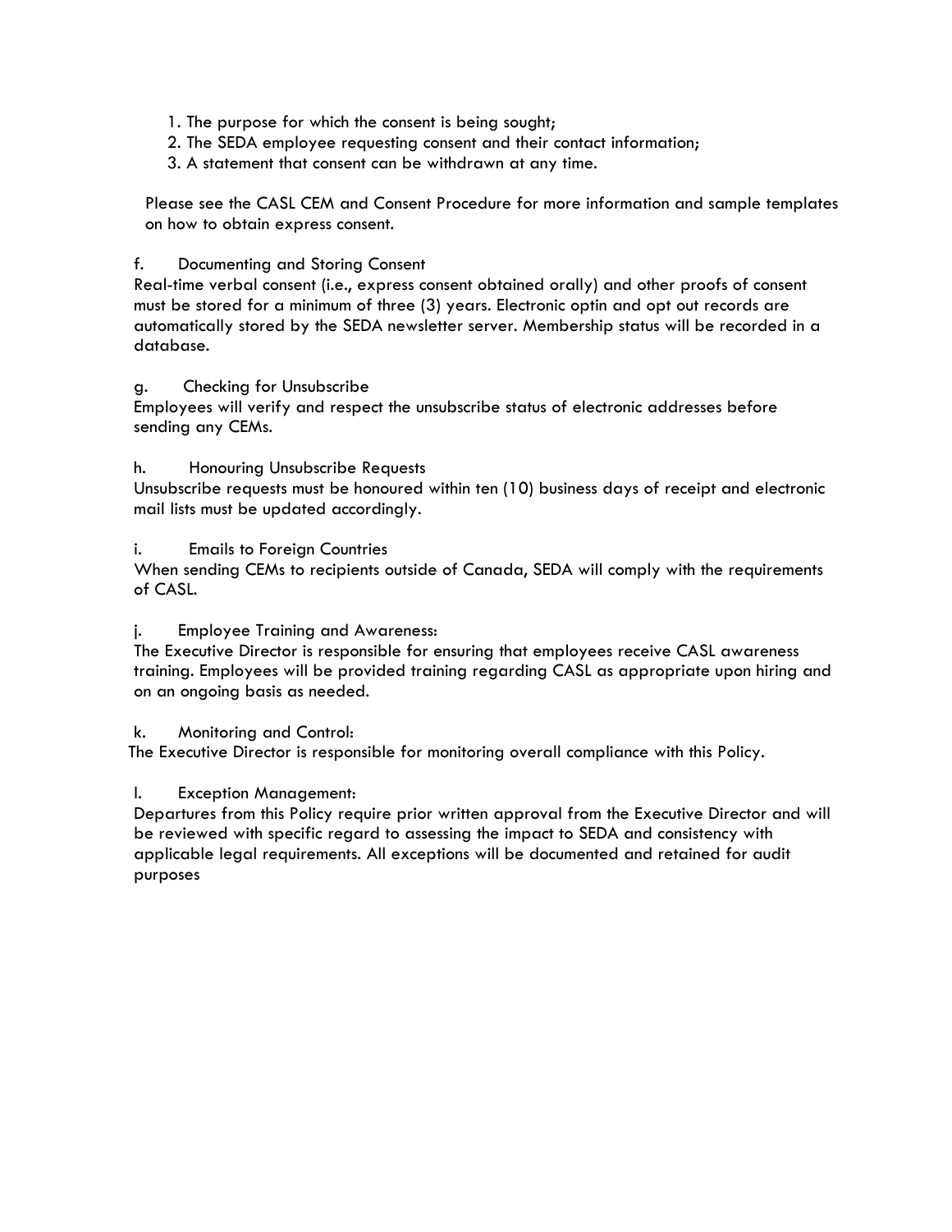1. The purpose for which the consent is being sought;
2. The SEDA employee requesting consent and their contact information;
3. A statement that consent can be withdrawn at any time.

Please see the CASL CEM and Consent Procedure for more information and sample templates on how to obtain express consent.

f. Documenting and Storing Consent

Real-time verbal consent (i.e., express consent obtained orally) and other proofs of consent must be stored for a minimum of three (3) years. Electronic optin and opt out records are automatically stored by the SEDA newsletter server. Membership status will be recorded in a database.

g. Checking for Unsubscribe

Employees will verify and respect the unsubscribe status of electronic addresses before sending any CEMs.

h. Honouring Unsubscribe Requests

Unsubscribe requests must be honoured within ten (10) business days of receipt and electronic mail lists must be updated accordingly.

i. Emails to Foreign Countries

When sending CEMs to recipients outside of Canada, SEDA will comply with the requirements of CASL.

j. Employee Training and Awareness:

The Executive Director is responsible for ensuring that employees receive CASL awareness training. Employees will be provided training regarding CASL as appropriate upon hiring and on an ongoing basis as needed.

k. Monitoring and Control:

The Executive Director is responsible for monitoring overall compliance with this Policy.

l. Exception Management:

Departures from this Policy require prior written approval from the Executive Director and will be reviewed with specific regard to assessing the impact to SEDA and consistency with applicable legal requirements. All exceptions will be documented and retained for audit purposes